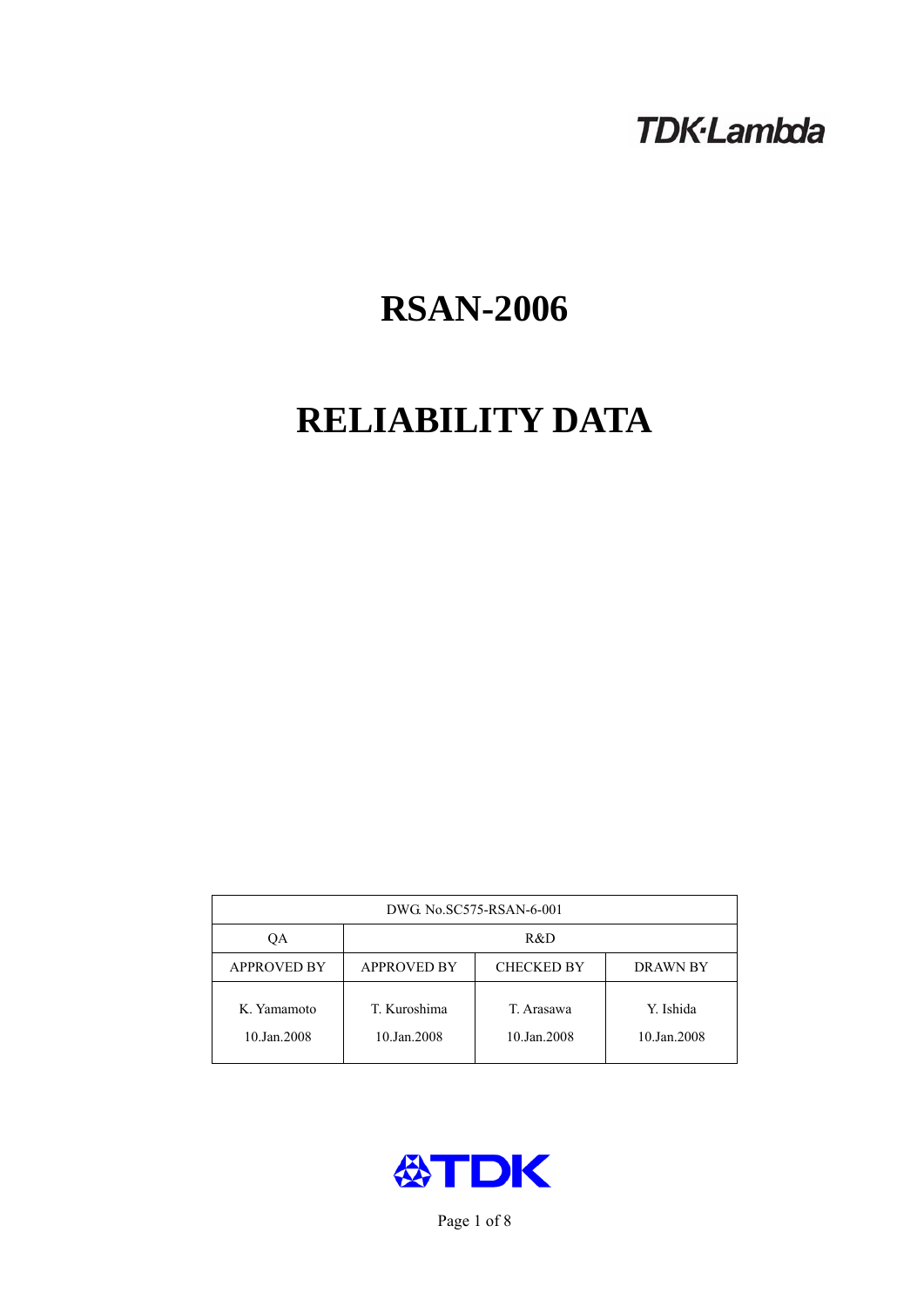TDK·Lambda

# RSAN-2006

# RELIABILITY DATA

| DWG. No.SC575-RSAN-6-001 | | | |
|---|---|---|---|
| QA | R&D | | |
| APPROVED BY | APPROVED BY | CHECKED BY | DRAWN BY |
| K. Yamamoto<br>10.Jan.2008 | T. Kuroshima<br>10.Jan.2008 | T. Arasawa<br>10.Jan.2008 | Y. Ishida<br>10.Jan.2008 |

TDK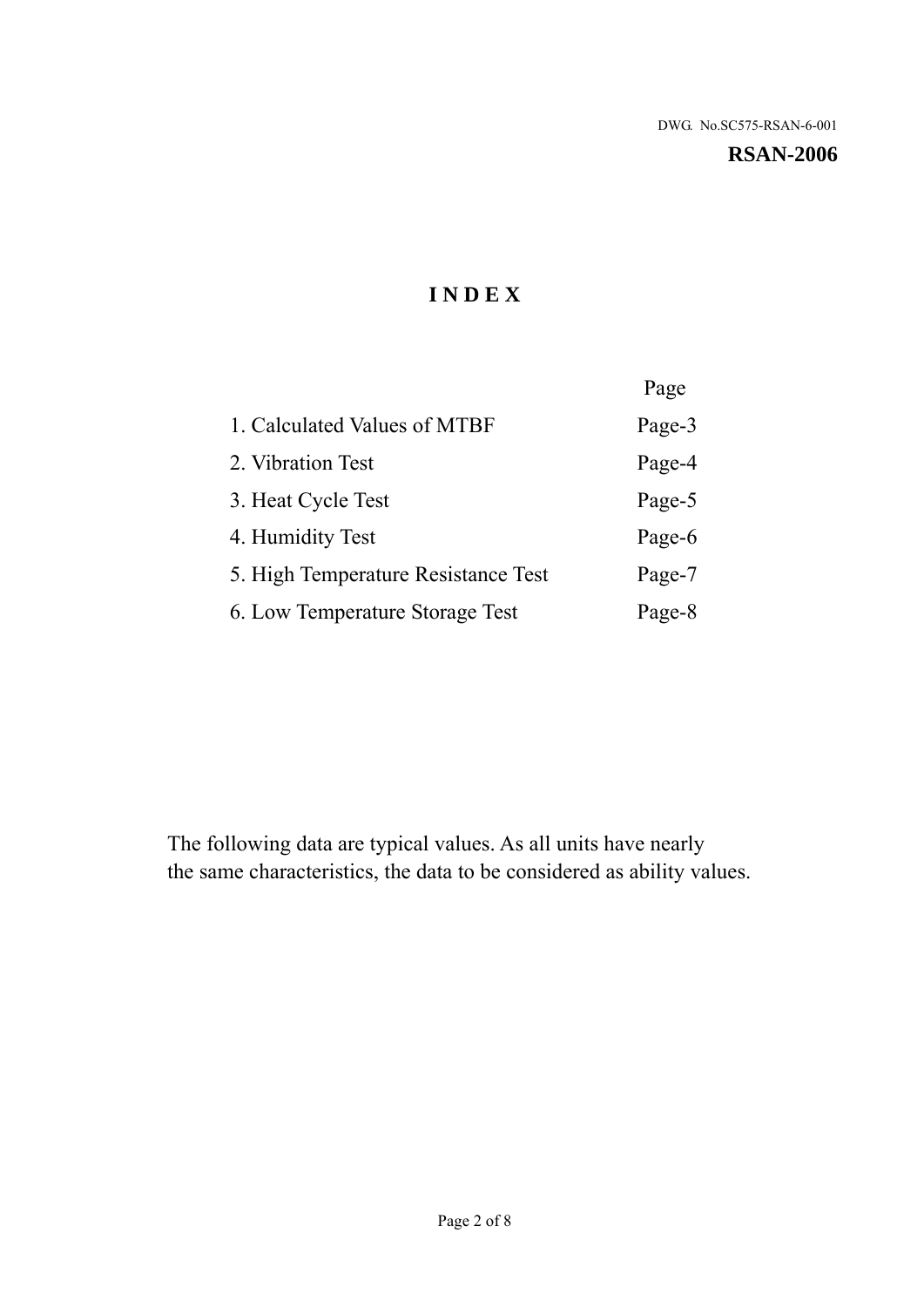DWG. No.SC575-RSAN-6-001

**RSAN-2006**

# I N D E X

| | Page |
|---|---|
| 1. Calculated Values of MTBF | Page-3 |
| 2. Vibration Test | Page-4 |
| 3. Heat Cycle Test | Page-5 |
| 4. Humidity Test | Page-6 |
| 5. High Temperature Resistance Test | Page-7 |
| 6. Low Temperature Storage Test | Page-8 |

The following data are typical values. As all units have nearly the same characteristics, the data to be considered as ability values.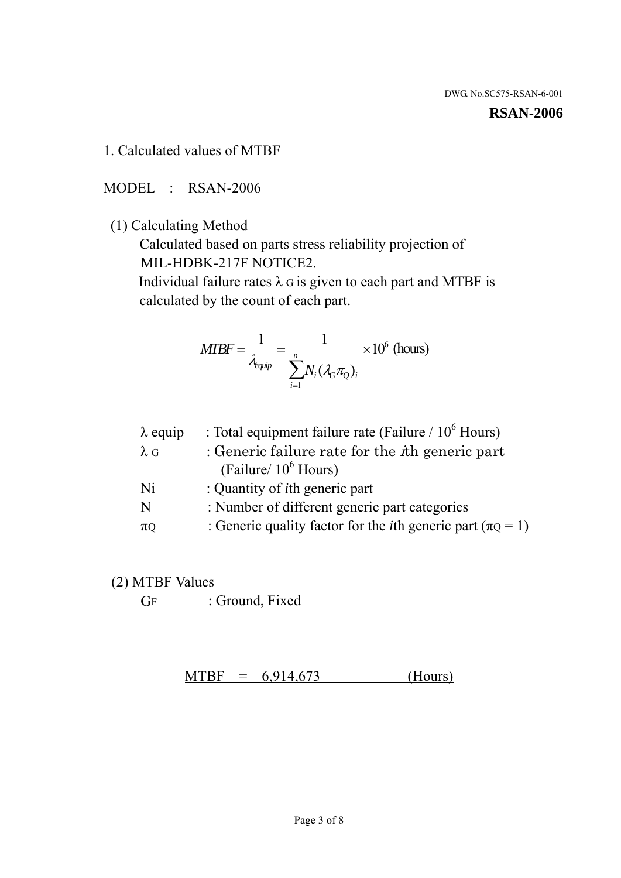DWG. No.SC575-RSAN-6-001

**RSAN-2006**

1. Calculated values of MTBF

MODEL : RSAN-2006

(1) Calculating Method

Calculated based on parts stress reliability projection of MIL-HDBK-217F NOTICE2.

Individual failure rates $\lambda_G$ is given to each part and MTBF is calculated by the count of each part.

$$MTBF = \frac{1}{\lambda_{equip}} = \frac{1}{\sum_{i=1}^{n} N_i (\lambda_G \pi_Q)_i} \times 10^6 \text{ (hours)}$$

| | |
|---|---|
| $\lambda$ equip | : Total equipment failure rate (Failure / $10^6$ Hours) |
| $\lambda_G$ | : Generic failure rate for the $i$th generic part (Failure/ $10^6$ Hours) |
| Ni | : Quantity of $i$th generic part |
| N | : Number of different generic part categories |
| $\pi_Q$ | : Generic quality factor for the $i$th generic part ($\pi_Q = 1$) |

(2) MTBF Values

$G_F$ : Ground, Fixed

MTBF = 6,914,673 (Hours)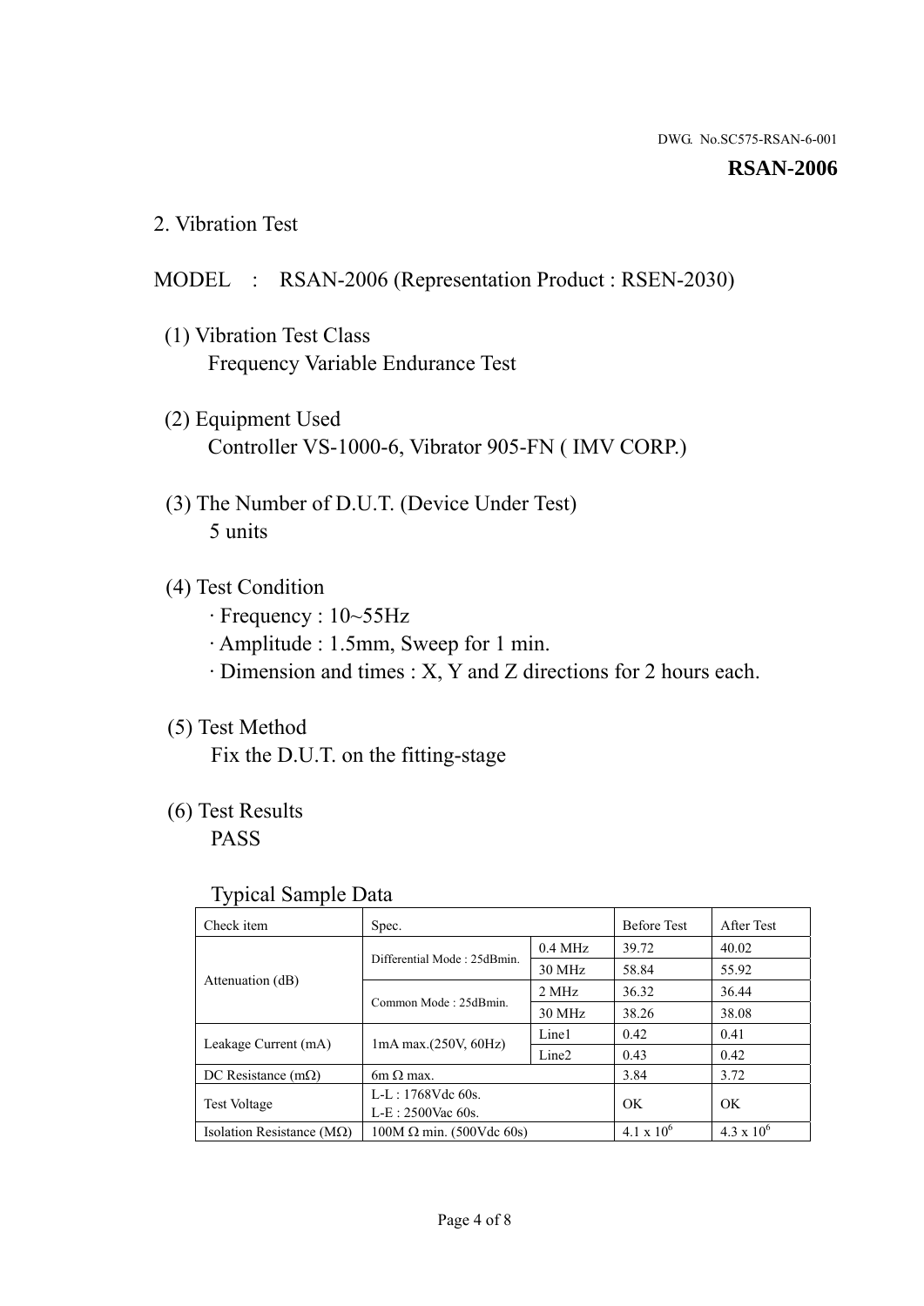DWG. No.SC575-RSAN-6-001

**RSAN-2006**

## 2. Vibration Test

MODEL : RSAN-2006 (Representation Product : RSEN-2030)

(1) Vibration Test Class
Frequency Variable Endurance Test

(2) Equipment Used
Controller VS-1000-6, Vibrator 905-FN ( IMV CORP.)

(3) The Number of D.U.T. (Device Under Test)
5 units

(4) Test Condition
· Frequency : 10~55Hz
· Amplitude : 1.5mm, Sweep for 1 min.
· Dimension and times : X, Y and Z directions for 2 hours each.

(5) Test Method
Fix the D.U.T. on the fitting-stage

(6) Test Results
PASS

Typical Sample Data

| Check item | Spec. | | Before Test | After Test |
|---|---|---|---|---|
| Attenuation (dB) | Differential Mode : 25dBmin. | 0.4 MHz | 39.72 | 40.02 |
| | | 30 MHz | 58.84 | 55.92 |
| | Common Mode : 25dBmin. | 2 MHz | 36.32 | 36.44 |
| | | 30 MHz | 38.26 | 38.08 |
| Leakage Current (mA) | 1mA max.(250V, 60Hz) | Line1 | 0.42 | 0.41 |
| | | Line2 | 0.43 | 0.42 |
| DC Resistance (mΩ) | 6m Ω max. | | 3.84 | 3.72 |
| Test Voltage | L-L : 1768Vdc 60s.<br>L-E : 2500Vac 60s. | | OK | OK |
| Isolation Resistance (MΩ) | 100M Ω min. (500Vdc 60s) | | $4.1 \times 10^6$ | $4.3 \times 10^6$ |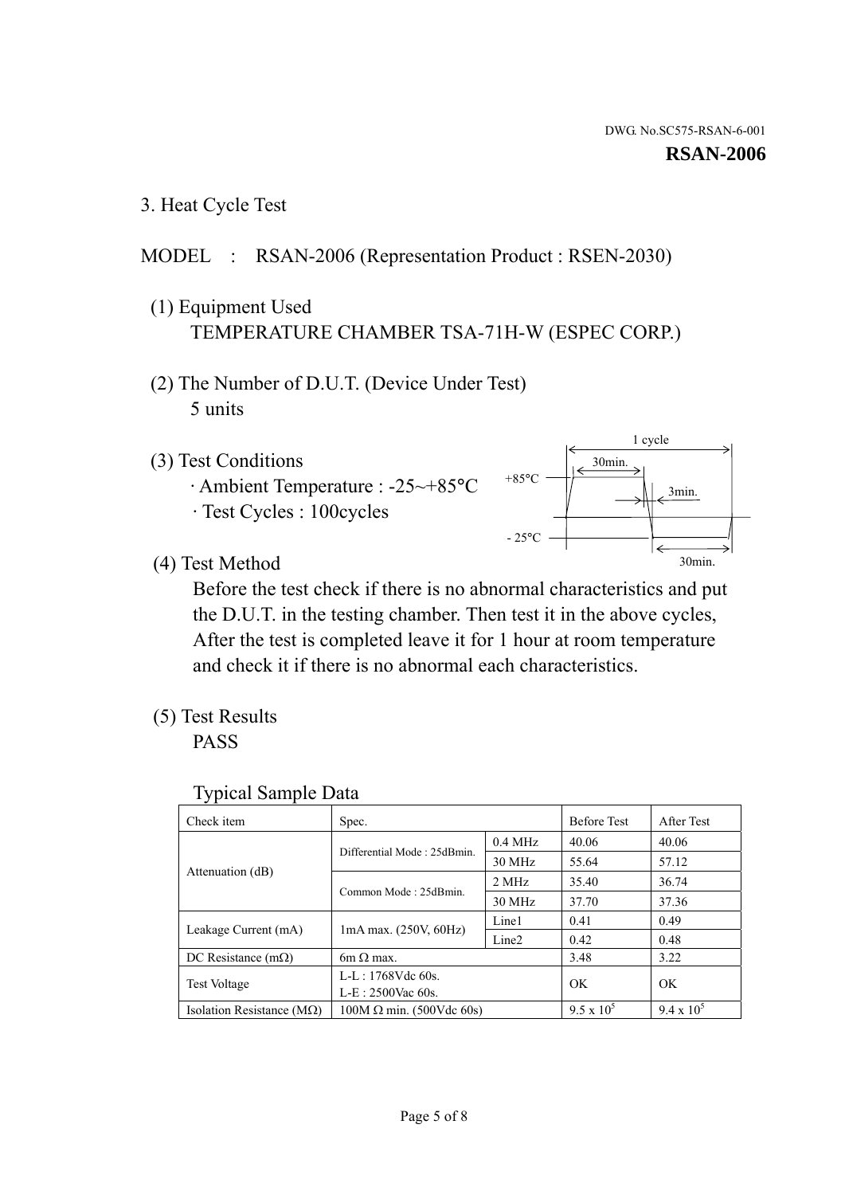DWG. No.SC575-RSAN-6-001

**RSAN-2006**

## 3. Heat Cycle Test

MODEL : RSAN-2006 (Representation Product : RSEN-2030)

(1) Equipment Used

TEMPERATURE CHAMBER TSA-71H-W (ESPEC CORP.)

(2) The Number of D.U.T. (Device Under Test)

5 units

(3) Test Conditions

· Ambient Temperature : -25~+85°C

· Test Cycles : 100cycles

1 cycle
30min.
+85°C
3min.
- 25°C
30min.

(4) Test Method

Before the test check if there is no abnormal characteristics and put the D.U.T. in the testing chamber. Then test it in the above cycles, After the test is completed leave it for 1 hour at room temperature and check it if there is no abnormal each characteristics.

(5) Test Results

PASS

Typical Sample Data

| Check item | Spec. | | Before Test | After Test |
|---|---|---|---|---|
| Attenuation (dB) | Differential Mode : 25dBmin. | 0.4 MHz | 40.06 | 40.06 |
| | | 30 MHz | 55.64 | 57.12 |
| | Common Mode : 25dBmin. | 2 MHz | 35.40 | 36.74 |
| | | 30 MHz | 37.70 | 37.36 |
| Leakage Current (mA) | 1mA max. (250V, 60Hz) | Line1 | 0.41 | 0.49 |
| | | Line2 | 0.42 | 0.48 |
| DC Resistance (mΩ) | 6m Ω max. | | 3.48 | 3.22 |
| Test Voltage | L-L : 1768Vdc 60s.<br>L-E : 2500Vac 60s. | | OK | OK |
| Isolation Resistance (MΩ) | 100M Ω min. (500Vdc 60s) | | $9.5 \times 10^5$ | $9.4 \times 10^5$ |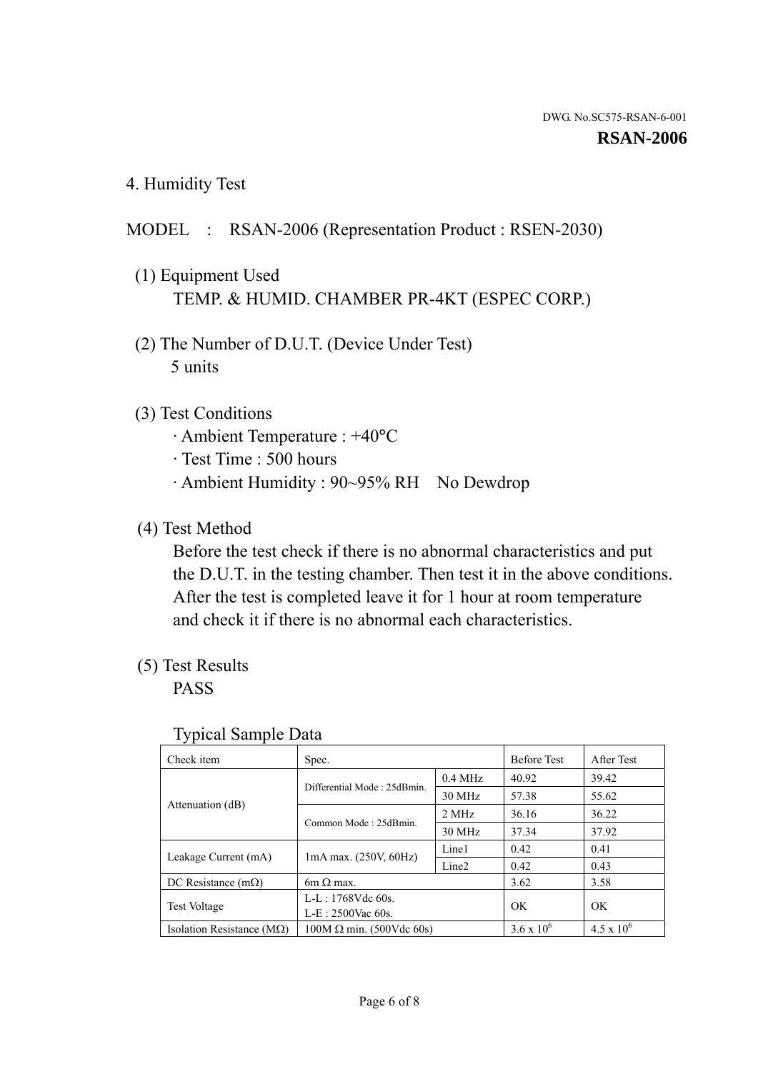DWG. No.SC575-RSAN-6-001

**RSAN-2006**

## 4. Humidity Test

MODEL : RSAN-2006 (Representation Product : RSEN-2030)

(1) Equipment Used

TEMP. & HUMID. CHAMBER PR-4KT (ESPEC CORP.)

(2) The Number of D.U.T. (Device Under Test)

5 units

(3) Test Conditions

- Ambient Temperature : +40°C
- Test Time : 500 hours
- Ambient Humidity : 90~95% RH No Dewdrop

(4) Test Method

Before the test check if there is no abnormal characteristics and put the D.U.T. in the testing chamber. Then test it in the above conditions. After the test is completed leave it for 1 hour at room temperature and check it if there is no abnormal each characteristics.

(5) Test Results

PASS

Typical Sample Data

| Check item | Spec. | | Before Test | After Test |
|---|---|---|---|---|
| Attenuation (dB) | Differential Mode : 25dBmin. | 0.4 MHz | 40.92 | 39.42 |
| | | 30 MHz | 57.38 | 55.62 |
| | Common Mode : 25dBmin. | 2 MHz | 36.16 | 36.22 |
| | | 30 MHz | 37.34 | 37.92 |
| Leakage Current (mA) | 1mA max. (250V, 60Hz) | Line1 | 0.42 | 0.41 |
| | | Line2 | 0.42 | 0.43 |
| DC Resistance (mΩ) | 6m Ω max. | | 3.62 | 3.58 |
| Test Voltage | L-L : 1768Vdc 60s.<br>L-E : 2500Vac 60s. | | OK | OK |
| Isolation Resistance (MΩ) | 100M Ω min. (500Vdc 60s) | | $3.6 \times 10^6$ | $4.5 \times 10^6$ |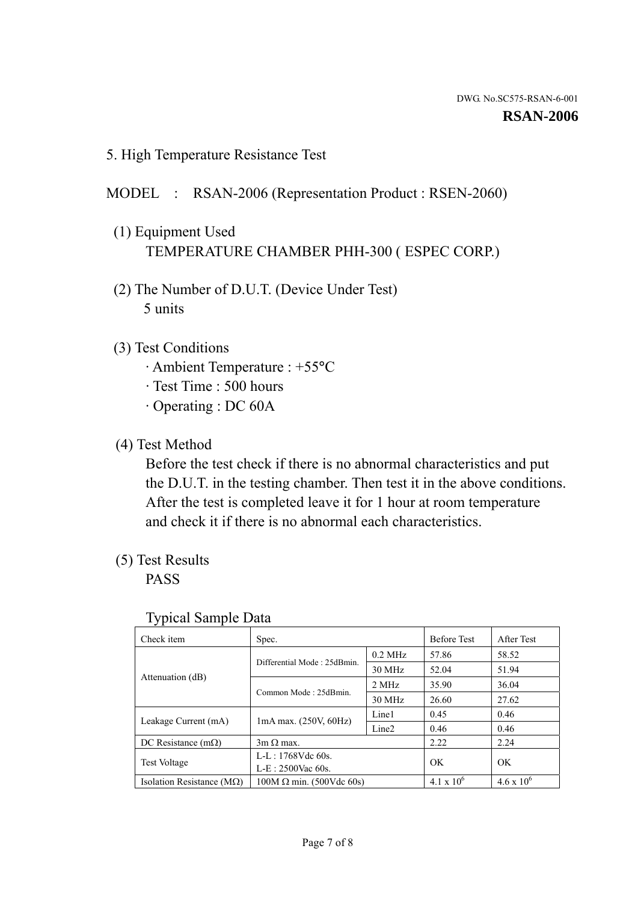DWG. No.SC575-RSAN-6-001

**RSAN-2006**

## 5. High Temperature Resistance Test

MODEL : RSAN-2006 (Representation Product : RSEN-2060)

(1) Equipment Used

TEMPERATURE CHAMBER PHH-300 ( ESPEC CORP.)

(2) The Number of D.U.T. (Device Under Test)

5 units

(3) Test Conditions

· Ambient Temperature : +55°C
· Test Time : 500 hours
· Operating : DC 60A

(4) Test Method

Before the test check if there is no abnormal characteristics and put the D.U.T. in the testing chamber. Then test it in the above conditions. After the test is completed leave it for 1 hour at room temperature and check it if there is no abnormal each characteristics.

(5) Test Results

PASS

Typical Sample Data

| Check item | Spec. | | Before Test | After Test |
|---|---|---|---|---|
| Attenuation (dB) | Differential Mode : 25dBmin. | 0.2 MHz | 57.86 | 58.52 |
| | | 30 MHz | 52.04 | 51.94 |
| | Common Mode : 25dBmin. | 2 MHz | 35.90 | 36.04 |
| | | 30 MHz | 26.60 | 27.62 |
| Leakage Current (mA) | 1mA max. (250V, 60Hz) | Line1 | 0.45 | 0.46 |
| | | Line2 | 0.46 | 0.46 |
| DC Resistance (mΩ) | 3m Ω max. | | 2.22 | 2.24 |
| Test Voltage | L-L : 1768Vdc 60s.<br>L-E : 2500Vac 60s. | | OK | OK |
| Isolation Resistance (MΩ) | 100M Ω min. (500Vdc 60s) | | $4.1 \times 10^6$ | $4.6 \times 10^6$ |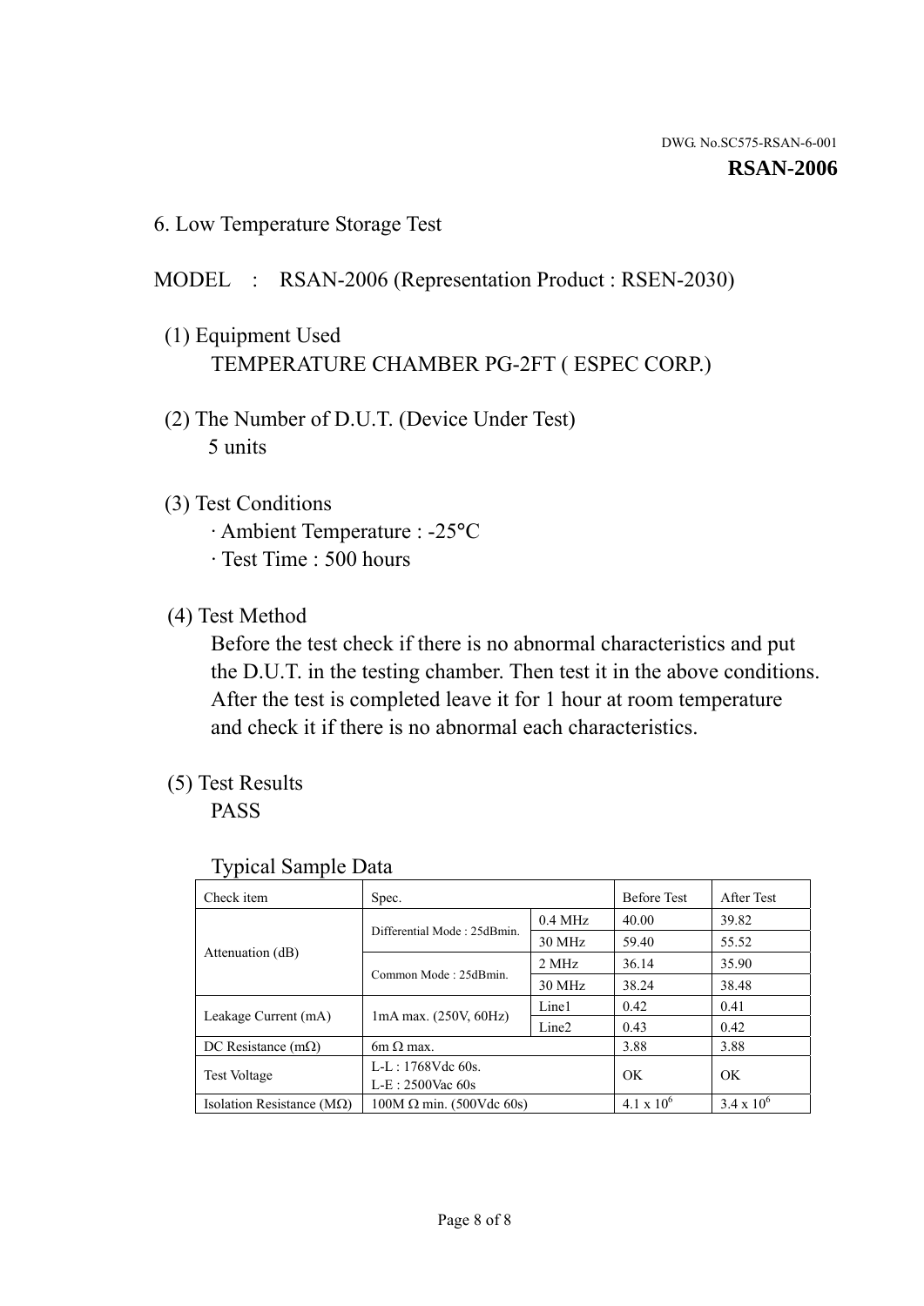DWG. No.SC575-RSAN-6-001

**RSAN-2006**

## 6. Low Temperature Storage Test

MODEL : RSAN-2006 (Representation Product : RSEN-2030)

(1) Equipment Used
TEMPERATURE CHAMBER PG-2FT ( ESPEC CORP.)

(2) The Number of D.U.T. (Device Under Test)
5 units

(3) Test Conditions
· Ambient Temperature : -25°C
· Test Time : 500 hours

(4) Test Method
Before the test check if there is no abnormal characteristics and put the D.U.T. in the testing chamber. Then test it in the above conditions. After the test is completed leave it for 1 hour at room temperature and check it if there is no abnormal each characteristics.

(5) Test Results
PASS

Typical Sample Data

| Check item | Spec. | | Before Test | After Test |
|---|---|---|---|---|
| Attenuation (dB) | Differential Mode : 25dBmin. | 0.4 MHz | 40.00 | 39.82 |
| | | 30 MHz | 59.40 | 55.52 |
| | Common Mode : 25dBmin. | 2 MHz | 36.14 | 35.90 |
| | | 30 MHz | 38.24 | 38.48 |
| Leakage Current (mA) | 1mA max. (250V, 60Hz) | Line1 | 0.42 | 0.41 |
| | | Line2 | 0.43 | 0.42 |
| DC Resistance (mΩ) | 6m Ω max. | | 3.88 | 3.88 |
| Test Voltage | L-L : 1768Vdc 60s.<br>L-E : 2500Vac 60s | | OK | OK |
| Isolation Resistance (MΩ) | 100M Ω min. (500Vdc 60s) | | $4.1 \times 10^6$ | $3.4 \times 10^6$ |